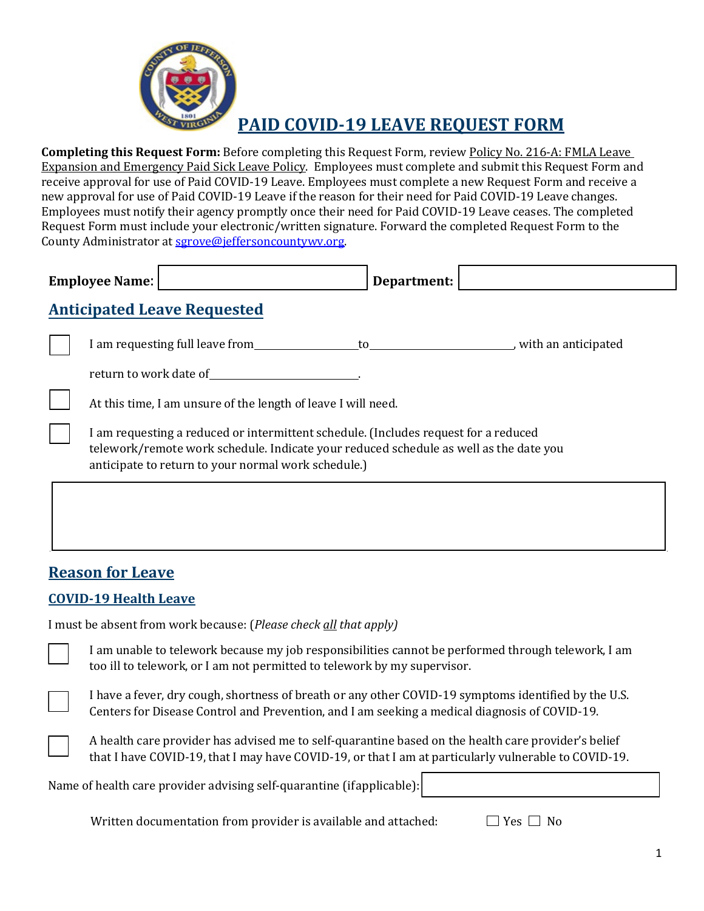# PAID COVID-19 LEAVE REQUEST FORM

**Completing this Request Form:** Before completing this Request Form, review Policy No. 216-A: FMLA Leave Expansion and Emergency Paid Sick Leave Policy. Employees must complete and submit this Request Form and receive approval for use of Paid COVID-19 Leave. Employees must complete a new Request Form and receive a new approval for use of Paid COVID-19 Leave if the reason for their need for Paid COVID-19 Leave changes. Employees must notify their agency promptly once their need for Paid COVID-19 Leave ceases. The completed Request Form must include your electronic/written signature. Forward the completed Request Form to the County Administrator at sgrove@jeffersoncountywv.org.

**Employee Name:** ____________________ **Department:** ____________________

## Anticipated Leave Requested

☐ I am requesting full leave from ________________ to ______________________, with an anticipated return to work date of ______________________.

☐ At this time, I am unsure of the length of leave I will need.

☐ I am requesting a reduced or intermittent schedule. (Includes request for a reduced telework/remote work schedule. Indicate your reduced schedule as well as the date you anticipate to return to your normal work schedule.)

| |
|---|
| |

## Reason for Leave

### COVID-19 Health Leave

I must be absent from work because: (*Please check all that apply*)

☐ I am unable to telework because my job responsibilities cannot be performed through telework, I am too ill to telework, or I am not permitted to telework by my supervisor.

☐ I have a fever, dry cough, shortness of breath or any other COVID-19 symptoms identified by the U.S. Centers for Disease Control and Prevention, and I am seeking a medical diagnosis of COVID-19.

☐ A health care provider has advised me to self-quarantine based on the health care provider's belief that I have COVID-19, that I may have COVID-19, or that I am at particularly vulnerable to COVID-19.

Name of health care provider advising self-quarantine (if applicable): ____________________

Written documentation from provider is available and attached: ☐ Yes ☐ No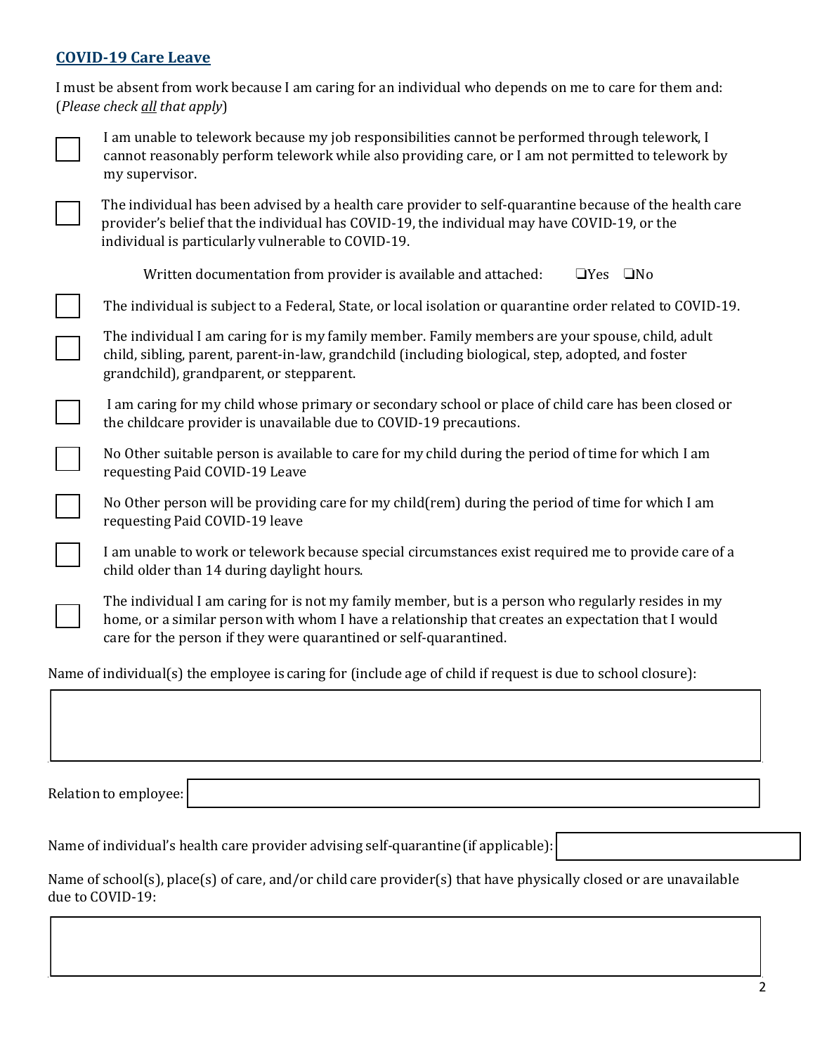## COVID-19 Care Leave

I must be absent from work because I am caring for an individual who depends on me to care for them and: (*Please check all that apply*)

- ☐ I am unable to telework because my job responsibilities cannot be performed through telework, I cannot reasonably perform telework while also providing care, or I am not permitted to telework by my supervisor.
- ☐ The individual has been advised by a health care provider to self-quarantine because of the health care provider's belief that the individual has COVID-19, the individual may have COVID-19, or the individual is particularly vulnerable to COVID-19.

  Written documentation from provider is available and attached: ☐Yes ☐No
- ☐ The individual is subject to a Federal, State, or local isolation or quarantine order related to COVID-19.
- ☐ The individual I am caring for is my family member. Family members are your spouse, child, adult child, sibling, parent, parent-in-law, grandchild (including biological, step, adopted, and foster grandchild), grandparent, or stepparent.
- ☐ I am caring for my child whose primary or secondary school or place of child care has been closed or the childcare provider is unavailable due to COVID-19 precautions.
- ☐ No Other suitable person is available to care for my child during the period of time for which I am requesting Paid COVID-19 Leave
- ☐ No Other person will be providing care for my child(rem) during the period of time for which I am requesting Paid COVID-19 leave
- ☐ I am unable to work or telework because special circumstances exist required me to provide care of a child older than 14 during daylight hours.
- ☐ The individual I am caring for is not my family member, but is a person who regularly resides in my home, or a similar person with whom I have a relationship that creates an expectation that I would care for the person if they were quarantined or self-quarantined.

Name of individual(s) the employee is caring for (include age of child if request is due to school closure):

Relation to employee:

Name of individual's health care provider advising self-quarantine (if applicable):

Name of school(s), place(s) of care, and/or child care provider(s) that have physically closed or are unavailable due to COVID-19: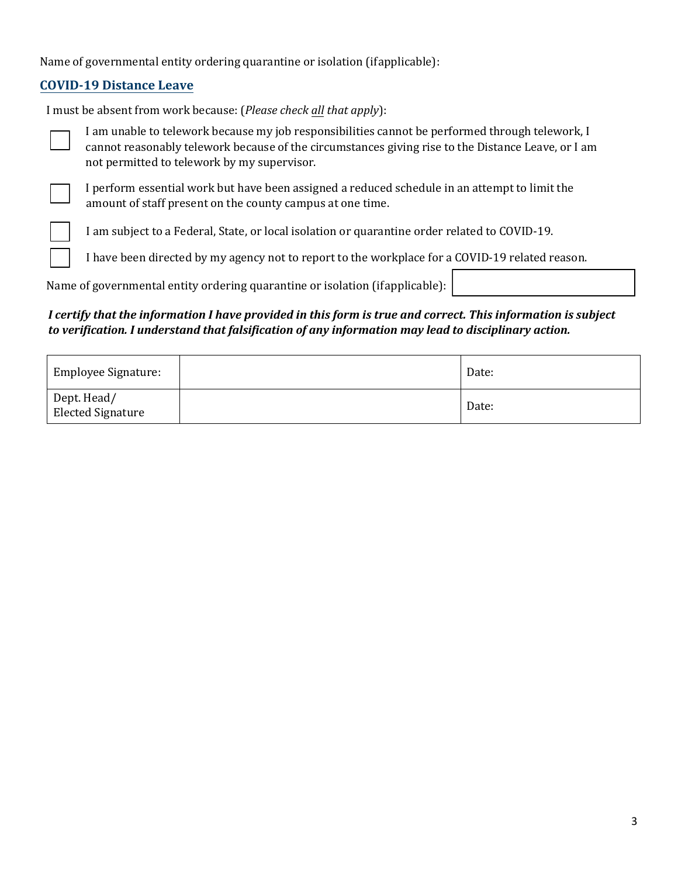Name of governmental entity ordering quarantine or isolation (ifapplicable):

## COVID-19 Distance Leave

I must be absent from work because: (*Please check all that apply*):

- ☐ I am unable to telework because my job responsibilities cannot be performed through telework, I cannot reasonably telework because of the circumstances giving rise to the Distance Leave, or I am not permitted to telework by my supervisor.
- ☐ I perform essential work but have been assigned a reduced schedule in an attempt to limit the amount of staff present on the county campus at one time.
- ☐ I am subject to a Federal, State, or local isolation or quarantine order related to COVID-19.
- ☐ I have been directed by my agency not to report to the workplace for a COVID-19 related reason.

Name of governmental entity ordering quarantine or isolation (ifapplicable):

***I certify that the information I have provided in this form is true and correct. This information is subject to verification. I understand that falsification of any information may lead to disciplinary action.***

| | | |
|---|---|---|
| Employee Signature: | | Date: |
| Dept. Head/ Elected Signature | | Date: |